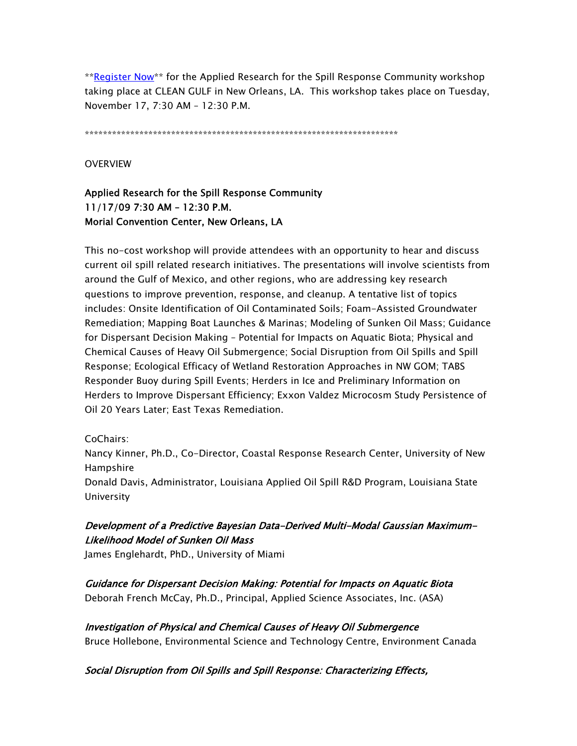**[Register Now]** for the Applied Research for the Spill Response Community workshop taking place at CLEAN GULF in New Orleans, LA. This workshop takes place on Tuesday, November 17, 7:30 AM – 12:30 P.M.

*********************************************************************

OVERVIEW

**Applied Research for the Spill Response Community**
**11/17/09 7:30 AM – 12:30 P.M.**
**Morial Convention Center, New Orleans, LA**

This no-cost workshop will provide attendees with an opportunity to hear and discuss current oil spill related research initiatives. The presentations will involve scientists from around the Gulf of Mexico, and other regions, who are addressing key research questions to improve prevention, response, and cleanup. A tentative list of topics includes: Onsite Identification of Oil Contaminated Soils; Foam-Assisted Groundwater Remediation; Mapping Boat Launches & Marinas; Modeling of Sunken Oil Mass; Guidance for Dispersant Decision Making – Potential for Impacts on Aquatic Biota; Physical and Chemical Causes of Heavy Oil Submergence; Social Disruption from Oil Spills and Spill Response; Ecological Efficacy of Wetland Restoration Approaches in NW GOM; TABS Responder Buoy during Spill Events; Herders in Ice and Preliminary Information on Herders to Improve Dispersant Efficiency; Exxon Valdez Microcosm Study Persistence of Oil 20 Years Later; East Texas Remediation.

CoChairs:
Nancy Kinner, Ph.D., Co-Director, Coastal Response Research Center, University of New Hampshire
Donald Davis, Administrator, Louisiana Applied Oil Spill R&D Program, Louisiana State University

*Development of a Predictive Bayesian Data-Derived Multi-Modal Gaussian Maximum-Likelihood Model of Sunken Oil Mass*
James Englehardt, PhD., University of Miami

*Guidance for Dispersant Decision Making: Potential for Impacts on Aquatic Biota*
Deborah French McCay, Ph.D., Principal, Applied Science Associates, Inc. (ASA)

*Investigation of Physical and Chemical Causes of Heavy Oil Submergence*
Bruce Hollebone, Environmental Science and Technology Centre, Environment Canada

*Social Disruption from Oil Spills and Spill Response: Characterizing Effects,*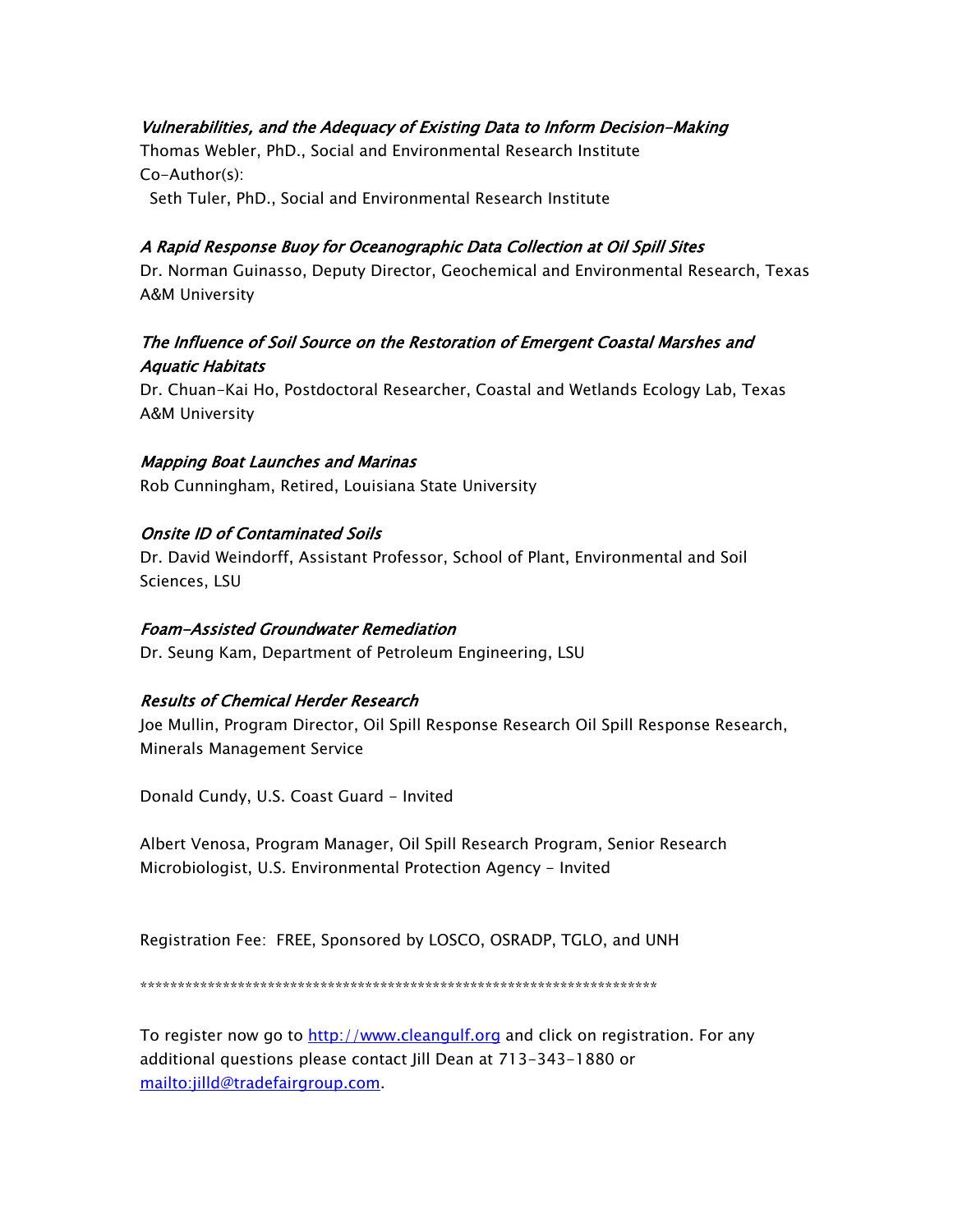*Vulnerabilities, and the Adequacy of Existing Data to Inform Decision-Making*
Thomas Webler, PhD., Social and Environmental Research Institute
Co-Author(s):
Seth Tuler, PhD., Social and Environmental Research Institute

*A Rapid Response Buoy for Oceanographic Data Collection at Oil Spill Sites*
Dr. Norman Guinasso, Deputy Director, Geochemical and Environmental Research, Texas A&M University

*The Influence of Soil Source on the Restoration of Emergent Coastal Marshes and Aquatic Habitats*
Dr. Chuan-Kai Ho, Postdoctoral Researcher, Coastal and Wetlands Ecology Lab, Texas A&M University

*Mapping Boat Launches and Marinas*
Rob Cunningham, Retired, Louisiana State University

*Onsite ID of Contaminated Soils*
Dr. David Weindorff, Assistant Professor, School of Plant, Environmental and Soil Sciences, LSU

*Foam-Assisted Groundwater Remediation*
Dr. Seung Kam, Department of Petroleum Engineering, LSU

*Results of Chemical Herder Research*
Joe Mullin, Program Director, Oil Spill Response Research Oil Spill Response Research, Minerals Management Service

Donald Cundy, U.S. Coast Guard - Invited

Albert Venosa, Program Manager, Oil Spill Research Program, Senior Research Microbiologist, U.S. Environmental Protection Agency - Invited

Registration Fee: FREE, Sponsored by LOSCO, OSRADP, TGLO, and UNH

**********************************************************************

To register now go to [http://www.cleangulf.org](http://www.cleangulf.org) and click on registration. For any additional questions please contact Jill Dean at 713-343-1880 or [mailto:jilld@tradefairgroup.com](mailto:jilld@tradefairgroup.com).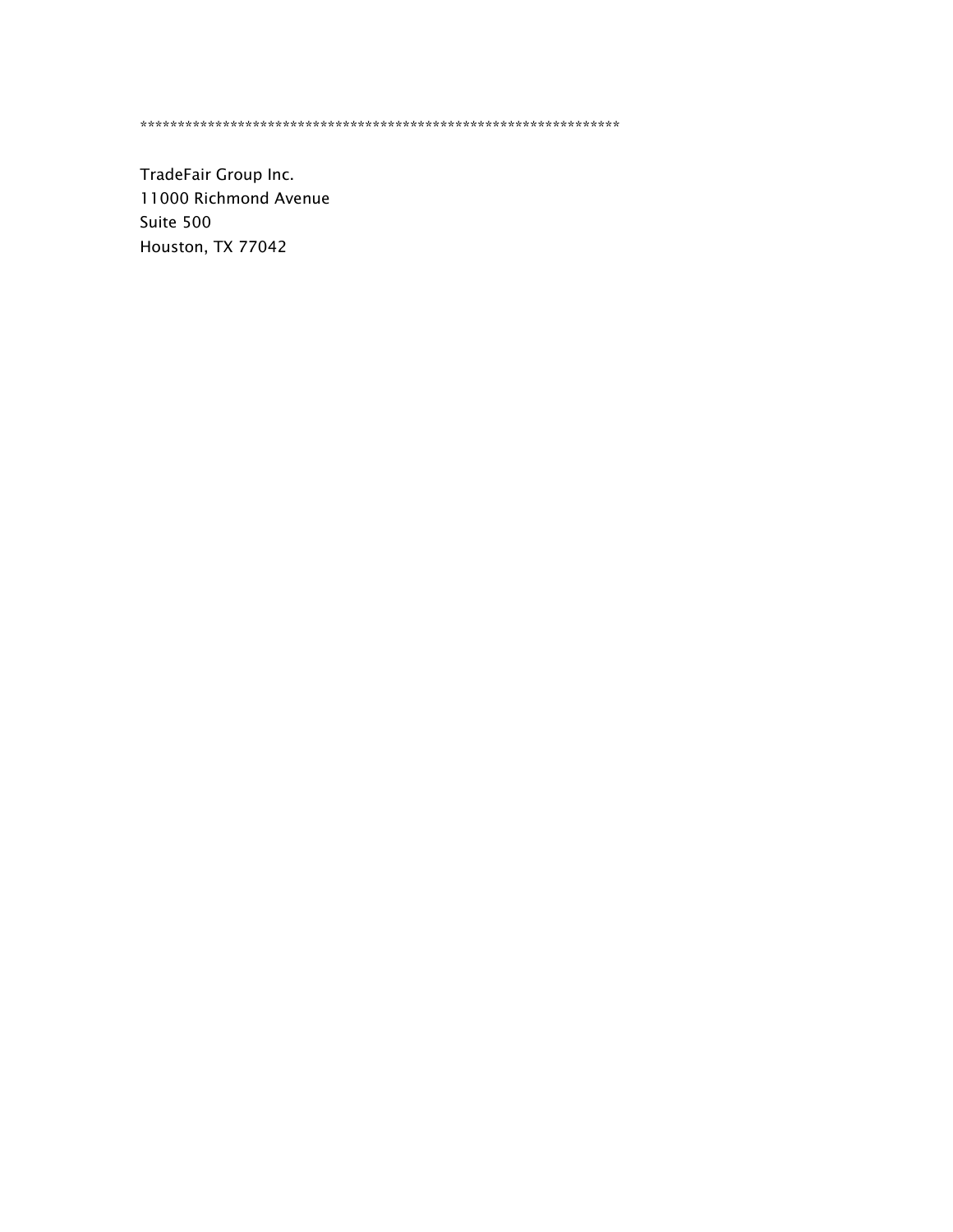****************************************************************

TradeFair Group Inc.
11000 Richmond Avenue
Suite 500
Houston, TX 77042